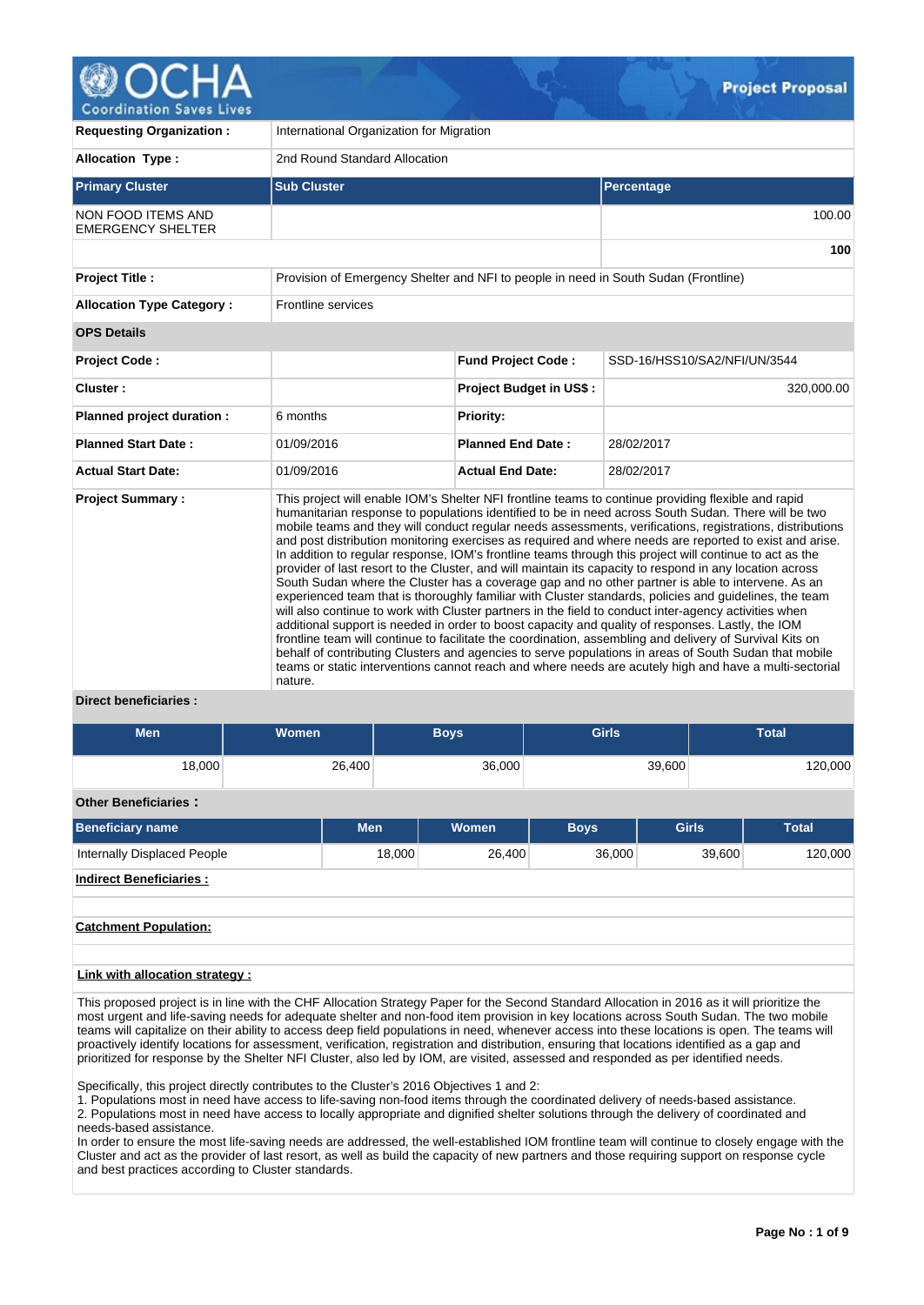# Project Proposal

| | | | |
|---|---|---|---|
| **Requesting Organization :** | International Organization for Migration | | |
| **Allocation Type :** | 2nd Round Standard Allocation | | |

| **Primary Cluster** | **Sub Cluster** | **Percentage** |
|---|---|---|
| NON FOOD ITEMS AND EMERGENCY SHELTER | | 100.00 |
| | | **100** |

| | |
|---|---|
| **Project Title :** | Provision of Emergency Shelter and NFI to people in need in South Sudan (Frontline) |
| **Allocation Type Category :** | Frontline services |

**OPS Details**

| | | | |
|---|---|---|---|
| **Project Code :** | | **Fund Project Code :** | SSD-16/HSS10/SA2/NFI/UN/3544 |
| **Cluster :** | | **Project Budget in US$ :** | 320,000.00 |
| **Planned project duration :** | 6 months | **Priority:** | |
| **Planned Start Date :** | 01/09/2016 | **Planned End Date :** | 28/02/2017 |
| **Actual Start Date:** | 01/09/2016 | **Actual End Date:** | 28/02/2017 |

**Project Summary :**

This project will enable IOM's Shelter NFI frontline teams to continue providing flexible and rapid humanitarian response to populations identified to be in need across South Sudan. There will be two mobile teams and they will conduct regular needs assessments, verifications, registrations, distributions and post distribution monitoring exercises as required and where needs are reported to exist and arise. In addition to regular response, IOM's frontline teams through this project will continue to act as the provider of last resort to the Cluster, and will maintain its capacity to respond in any location across South Sudan where the Cluster has a coverage gap and no other partner is able to intervene. As an experienced team that is thoroughly familiar with Cluster standards, policies and guidelines, the team will also continue to work with Cluster partners in the field to conduct inter-agency activities when additional support is needed in order to boost capacity and quality of responses. Lastly, the IOM frontline team will continue to facilitate the coordination, assembling and delivery of Survival Kits on behalf of contributing Clusters and agencies to serve populations in areas of South Sudan that mobile teams or static interventions cannot reach and where needs are acutely high and have a multi-sectorial nature.

**Direct beneficiaries :**

| Men | Women | Boys | Girls | Total |
|---|---|---|---|---|
| 18,000 | 26,400 | 36,000 | 39,600 | 120,000 |

**Other Beneficiaries :**

| Beneficiary name | Men | Women | Boys | Girls | Total |
|---|---|---|---|---|---|
| Internally Displaced People | 18,000 | 26,400 | 36,000 | 39,600 | 120,000 |

**Indirect Beneficiaries :**

**Catchment Population:**

**Link with allocation strategy :**

This proposed project is in line with the CHF Allocation Strategy Paper for the Second Standard Allocation in 2016 as it will prioritize the most urgent and life-saving needs for adequate shelter and non-food item provision in key locations across South Sudan. The two mobile teams will capitalize on their ability to access deep field populations in need, whenever access into these locations is open. The teams will proactively identify locations for assessment, verification, registration and distribution, ensuring that locations identified as a gap and prioritized for response by the Shelter NFI Cluster, also led by IOM, are visited, assessed and responded as per identified needs.

Specifically, this project directly contributes to the Cluster's 2016 Objectives 1 and 2:
1. Populations most in need have access to life-saving non-food items through the coordinated delivery of needs-based assistance.
2. Populations most in need have access to locally appropriate and dignified shelter solutions through the delivery of coordinated and needs-based assistance.
In order to ensure the most life-saving needs are addressed, the well-established IOM frontline team will continue to closely engage with the Cluster and act as the provider of last resort, as well as build the capacity of new partners and those requiring support on response cycle and best practices according to Cluster standards.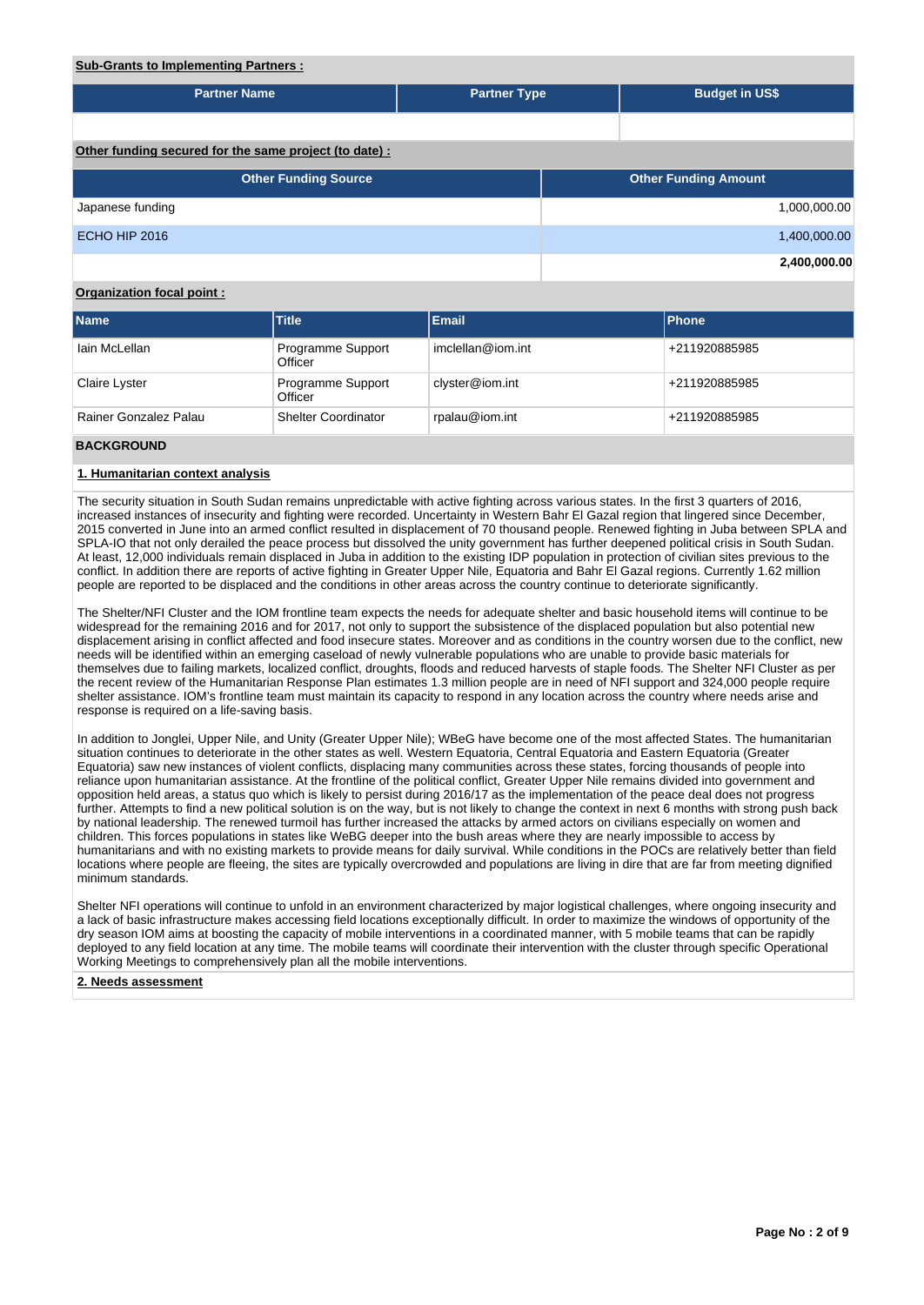**Sub-Grants to Implementing Partners :**

| Partner Name | Partner Type | Budget in US$ |
|---|---|---|
| | | |

**Other funding secured for the same project (to date) :**

| Other Funding Source | Other Funding Amount |
|---|---|
| Japanese funding | 1,000,000.00 |
| ECHO HIP 2016 | 1,400,000.00 |
| | **2,400,000.00** |

**Organization focal point :**

| Name | Title | Email | Phone |
|---|---|---|---|
| Iain McLellan | Programme Support Officer | imclellan@iom.int | +211920885985 |
| Claire Lyster | Programme Support Officer | clyster@iom.int | +211920885985 |
| Rainer Gonzalez Palau | Shelter Coordinator | rpalau@iom.int | +211920885985 |

## BACKGROUND

### 1. Humanitarian context analysis

The security situation in South Sudan remains unpredictable with active fighting across various states. In the first 3 quarters of 2016, increased instances of insecurity and fighting were recorded. Uncertainty in Western Bahr El Gazal region that lingered since December, 2015 converted in June into an armed conflict resulted in displacement of 70 thousand people. Renewed fighting in Juba between SPLA and SPLA-IO that not only derailed the peace process but dissolved the unity government has further deepened political crisis in South Sudan. At least, 12,000 individuals remain displaced in Juba in addition to the existing IDP population in protection of civilian sites previous to the conflict. In addition there are reports of active fighting in Greater Upper Nile, Equatoria and Bahr El Gazal regions. Currently 1.62 million people are reported to be displaced and the conditions in other areas across the country continue to deteriorate significantly.

The Shelter/NFI Cluster and the IOM frontline team expects the needs for adequate shelter and basic household items will continue to be widespread for the remaining 2016 and for 2017, not only to support the subsistence of the displaced population but also potential new displacement arising in conflict affected and food insecure states. Moreover and as conditions in the country worsen due to the conflict, new needs will be identified within an emerging caseload of newly vulnerable populations who are unable to provide basic materials for themselves due to failing markets, localized conflict, droughts, floods and reduced harvests of staple foods. The Shelter NFI Cluster as per the recent review of the Humanitarian Response Plan estimates 1.3 million people are in need of NFI support and 324,000 people require shelter assistance. IOM's frontline team must maintain its capacity to respond in any location across the country where needs arise and response is required on a life-saving basis.

In addition to Jonglei, Upper Nile, and Unity (Greater Upper Nile); WBeG have become one of the most affected States. The humanitarian situation continues to deteriorate in the other states as well. Western Equatoria, Central Equatoria and Eastern Equatoria (Greater Equatoria) saw new instances of violent conflicts, displacing many communities across these states, forcing thousands of people into reliance upon humanitarian assistance. At the frontline of the political conflict, Greater Upper Nile remains divided into government and opposition held areas, a status quo which is likely to persist during 2016/17 as the implementation of the peace deal does not progress further. Attempts to find a new political solution is on the way, but is not likely to change the context in next 6 months with strong push back by national leadership. The renewed turmoil has further increased the attacks by armed actors on civilians especially on women and children. This forces populations in states like WeBG deeper into the bush areas where they are nearly impossible to access by humanitarians and with no existing markets to provide means for daily survival. While conditions in the POCs are relatively better than field locations where people are fleeing, the sites are typically overcrowded and populations are living in dire that are far from meeting dignified minimum standards.

Shelter NFI operations will continue to unfold in an environment characterized by major logistical challenges, where ongoing insecurity and a lack of basic infrastructure makes accessing field locations exceptionally difficult. In order to maximize the windows of opportunity of the dry season IOM aims at boosting the capacity of mobile interventions in a coordinated manner, with 5 mobile teams that can be rapidly deployed to any field location at any time. The mobile teams will coordinate their intervention with the cluster through specific Operational Working Meetings to comprehensively plan all the mobile interventions.

### 2. Needs assessment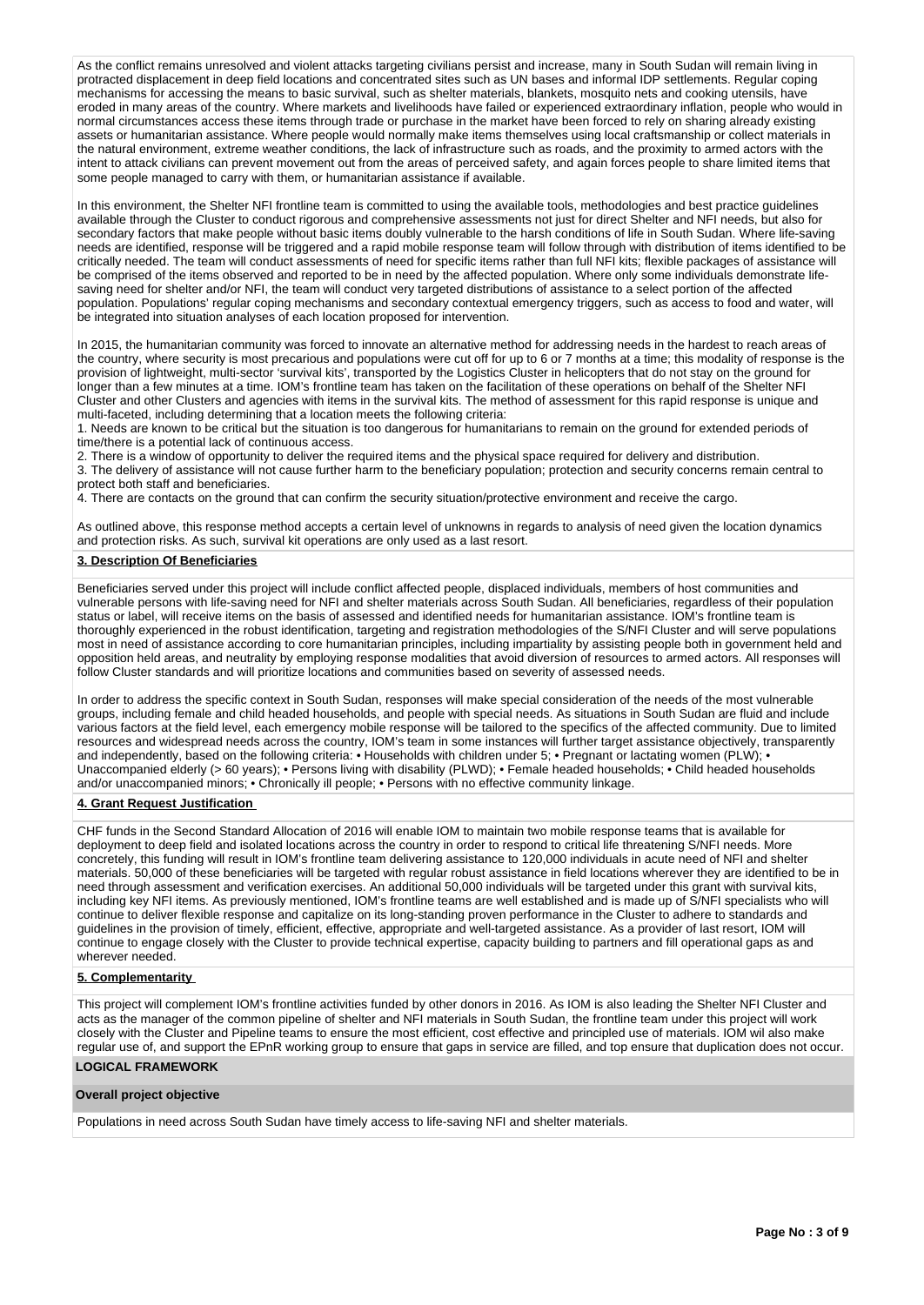As the conflict remains unresolved and violent attacks targeting civilians persist and increase, many in South Sudan will remain living in protracted displacement in deep field locations and concentrated sites such as UN bases and informal IDP settlements. Regular coping mechanisms for accessing the means to basic survival, such as shelter materials, blankets, mosquito nets and cooking utensils, have eroded in many areas of the country. Where markets and livelihoods have failed or experienced extraordinary inflation, people who would in normal circumstances access these items through trade or purchase in the market have been forced to rely on sharing already existing assets or humanitarian assistance. Where people would normally make items themselves using local craftsmanship or collect materials in the natural environment, extreme weather conditions, the lack of infrastructure such as roads, and the proximity to armed actors with the intent to attack civilians can prevent movement out from the areas of perceived safety, and again forces people to share limited items that some people managed to carry with them, or humanitarian assistance if available.

In this environment, the Shelter NFI frontline team is committed to using the available tools, methodologies and best practice guidelines available through the Cluster to conduct rigorous and comprehensive assessments not just for direct Shelter and NFI needs, but also for secondary factors that make people without basic items doubly vulnerable to the harsh conditions of life in South Sudan. Where life-saving needs are identified, response will be triggered and a rapid mobile response team will follow through with distribution of items identified to be critically needed. The team will conduct assessments of need for specific items rather than full NFI kits; flexible packages of assistance will be comprised of the items observed and reported to be in need by the affected population. Where only some individuals demonstrate life-saving need for shelter and/or NFI, the team will conduct very targeted distributions of assistance to a select portion of the affected population. Populations' regular coping mechanisms and secondary contextual emergency triggers, such as access to food and water, will be integrated into situation analyses of each location proposed for intervention.

In 2015, the humanitarian community was forced to innovate an alternative method for addressing needs in the hardest to reach areas of the country, where security is most precarious and populations were cut off for up to 6 or 7 months at a time; this modality of response is the provision of lightweight, multi-sector 'survival kits', transported by the Logistics Cluster in helicopters that do not stay on the ground for longer than a few minutes at a time. IOM's frontline team has taken on the facilitation of these operations on behalf of the Shelter NFI Cluster and other Clusters and agencies with items in the survival kits. The method of assessment for this rapid response is unique and multi-faceted, including determining that a location meets the following criteria:

1. Needs are known to be critical but the situation is too dangerous for humanitarians to remain on the ground for extended periods of time/there is a potential lack of continuous access.
2. There is a window of opportunity to deliver the required items and the physical space required for delivery and distribution.
3. The delivery of assistance will not cause further harm to the beneficiary population; protection and security concerns remain central to protect both staff and beneficiaries.
4. There are contacts on the ground that can confirm the security situation/protective environment and receive the cargo.

As outlined above, this response method accepts a certain level of unknowns in regards to analysis of need given the location dynamics and protection risks. As such, survival kit operations are only used as a last resort.

### 3. Description Of Beneficiaries

Beneficiaries served under this project will include conflict affected people, displaced individuals, members of host communities and vulnerable persons with life-saving need for NFI and shelter materials across South Sudan. All beneficiaries, regardless of their population status or label, will receive items on the basis of assessed and identified needs for humanitarian assistance. IOM's frontline team is thoroughly experienced in the robust identification, targeting and registration methodologies of the S/NFI Cluster and will serve populations most in need of assistance according to core humanitarian principles, including impartiality by assisting people both in government held and opposition held areas, and neutrality by employing response modalities that avoid diversion of resources to armed actors. All responses will follow Cluster standards and will prioritize locations and communities based on severity of assessed needs.

In order to address the specific context in South Sudan, responses will make special consideration of the needs of the most vulnerable groups, including female and child headed households, and people with special needs. As situations in South Sudan are fluid and include various factors at the field level, each emergency mobile response will be tailored to the specifics of the affected community. Due to limited resources and widespread needs across the country, IOM's team in some instances will further target assistance objectively, transparently and independently, based on the following criteria: • Households with children under 5; • Pregnant or lactating women (PLW); • Unaccompanied elderly (> 60 years); • Persons living with disability (PLWD); • Female headed households; • Child headed households and/or unaccompanied minors; • Chronically ill people; • Persons with no effective community linkage.

### 4. Grant Request Justification

CHF funds in the Second Standard Allocation of 2016 will enable IOM to maintain two mobile response teams that is available for deployment to deep field and isolated locations across the country in order to respond to critical life threatening S/NFI needs. More concretely, this funding will result in IOM's frontline team delivering assistance to 120,000 individuals in acute need of NFI and shelter materials. 50,000 of these beneficiaries will be targeted with regular robust assistance in field locations wherever they are identified to be in need through assessment and verification exercises. An additional 50,000 individuals will be targeted under this grant with survival kits, including key NFI items. As previously mentioned, IOM's frontline teams are well established and is made up of S/NFI specialists who will continue to deliver flexible response and capitalize on its long-standing proven performance in the Cluster to adhere to standards and guidelines in the provision of timely, efficient, effective, appropriate and well-targeted assistance. As a provider of last resort, IOM will continue to engage closely with the Cluster to provide technical expertise, capacity building to partners and fill operational gaps as and wherever needed.

### 5. Complementarity

This project will complement IOM's frontline activities funded by other donors in 2016. As IOM is also leading the Shelter NFI Cluster and acts as the manager of the common pipeline of shelter and NFI materials in South Sudan, the frontline team under this project will work closely with the Cluster and Pipeline teams to ensure the most efficient, cost effective and principled use of materials. IOM wil also make regular use of, and support the EPnR working group to ensure that gaps in service are filled, and top ensure that duplication does not occur.

## LOGICAL FRAMEWORK

### Overall project objective

Populations in need across South Sudan have timely access to life-saving NFI and shelter materials.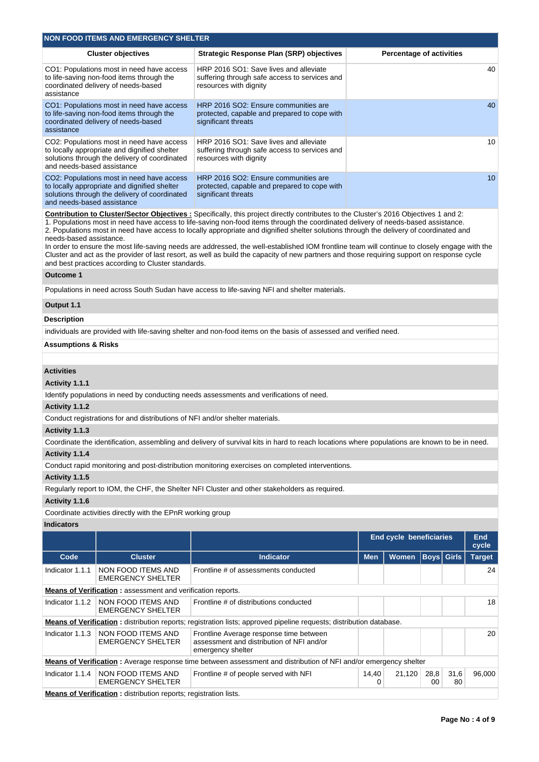## NON FOOD ITEMS AND EMERGENCY SHELTER

| Cluster objectives | Strategic Response Plan (SRP) objectives | Percentage of activities |
|---|---|---|
| CO1: Populations most in need have access to life-saving non-food items through the coordinated delivery of needs-based assistance | HRP 2016 SO1: Save lives and alleviate suffering through safe access to services and resources with dignity | 40 |
| CO1: Populations most in need have access to life-saving non-food items through the coordinated delivery of needs-based assistance | HRP 2016 SO2: Ensure communities are protected, capable and prepared to cope with significant threats | 40 |
| CO2: Populations most in need have access to locally appropriate and dignified shelter solutions through the delivery of coordinated and needs-based assistance | HRP 2016 SO1: Save lives and alleviate suffering through safe access to services and resources with dignity | 10 |
| CO2: Populations most in need have access to locally appropriate and dignified shelter solutions through the delivery of coordinated and needs-based assistance | HRP 2016 SO2: Ensure communities are protected, capable and prepared to cope with significant threats | 10 |

**Contribution to Cluster/Sector Objectives :** Specifically, this project directly contributes to the Cluster's 2016 Objectives 1 and 2:
1. Populations most in need have access to life-saving non-food items through the coordinated delivery of needs-based assistance.
2. Populations most in need have access to locally appropriate and dignified shelter solutions through the delivery of coordinated and needs-based assistance.
In order to ensure the most life-saving needs are addressed, the well-established IOM frontline team will continue to closely engage with the Cluster and act as the provider of last resort, as well as build the capacity of new partners and those requiring support on response cycle and best practices according to Cluster standards.

**Outcome 1**

Populations in need across South Sudan have access to life-saving NFI and shelter materials.

**Output 1.1**

**Description**

individuals are provided with life-saving shelter and non-food items on the basis of assessed and verified need.

**Assumptions & Risks**

**Activities**

**Activity 1.1.1**

Identify populations in need by conducting needs assessments and verifications of need.

**Activity 1.1.2**

Conduct registrations for and distributions of NFI and/or shelter materials.

**Activity 1.1.3**

Coordinate the identification, assembling and delivery of survival kits in hard to reach locations where populations are known to be in need.

**Activity 1.1.4**

Conduct rapid monitoring and post-distribution monitoring exercises on completed interventions.

**Activity 1.1.5**

Regularly report to IOM, the CHF, the Shelter NFI Cluster and other stakeholders as required.

**Activity 1.1.6**

Coordinate activities directly with the EPnR working group

**Indicators**

| | | | End cycle beneficiaries | | | | End cycle |
|---|---|---|---|---|---|---|---|
| Code | Cluster | Indicator | Men | Women | Boys | Girls | Target |
| Indicator 1.1.1 | NON FOOD ITEMS AND EMERGENCY SHELTER | Frontline # of assessments conducted | | | | | 24 |
| **Means of Verification :** assessment and verification reports. | | | | | | | |
| Indicator 1.1.2 | NON FOOD ITEMS AND EMERGENCY SHELTER | Frontline # of distributions conducted | | | | | 18 |
| **Means of Verification :** distribution reports; registration lists; approved pipeline requests; distribution database. | | | | | | | |
| Indicator 1.1.3 | NON FOOD ITEMS AND EMERGENCY SHELTER | Frontline Average response time between assessment and distribution of NFI and/or emergency shelter | | | | | 20 |
| **Means of Verification :** Average response time between assessment and distribution of NFI and/or emergency shelter | | | | | | | |
| Indicator 1.1.4 | NON FOOD ITEMS AND EMERGENCY SHELTER | Frontline # of people served with NFI | 14,400 | 21,120 | 28,800 | 31,680 | 96,000 |
| **Means of Verification :** distribution reports; registration lists. | | | | | | | |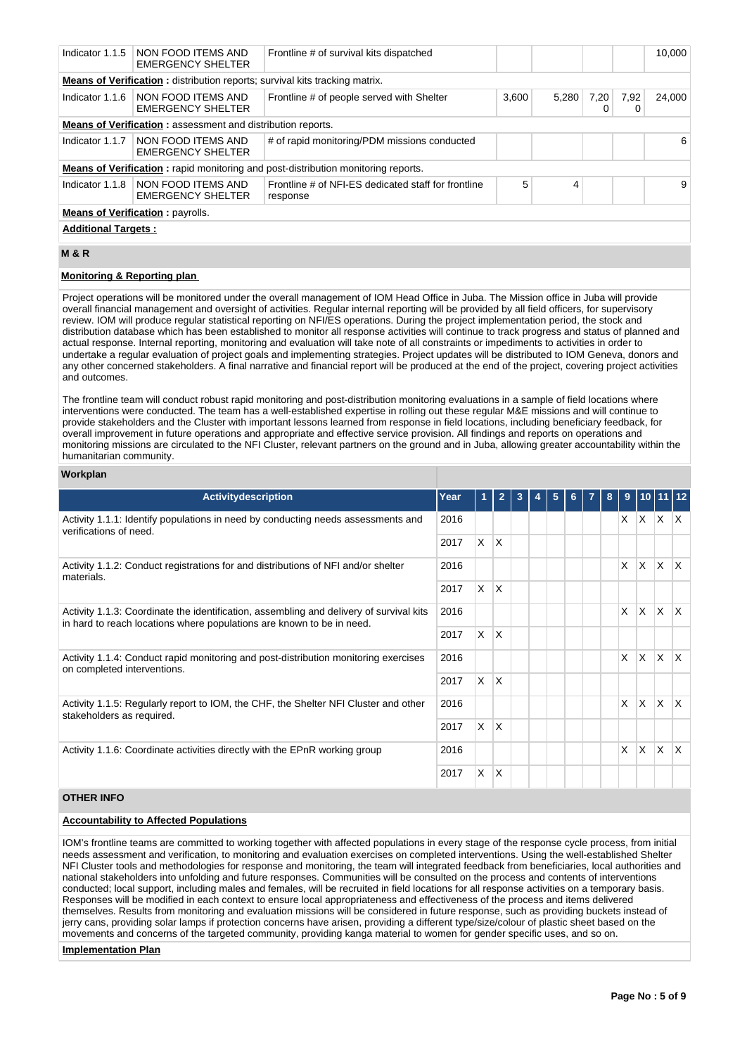| Indicator 1.1.5 | NON FOOD ITEMS AND EMERGENCY SHELTER | Frontline # of survival kits dispatched | | | | | 10,000 |
|---|---|---|---|---|---|---|---|
| **Means of Verification :** distribution reports; survival kits tracking matrix. | | | | | | | |
| Indicator 1.1.6 | NON FOOD ITEMS AND EMERGENCY SHELTER | Frontline # of people served with Shelter | 3,600 | 5,280 | 7,200 | 7,920 | 24,000 |
| **Means of Verification :** assessment and distribution reports. | | | | | | | |
| Indicator 1.1.7 | NON FOOD ITEMS AND EMERGENCY SHELTER | # of rapid monitoring/PDM missions conducted | | | | | 6 |
| **Means of Verification :** rapid monitoring and post-distribution monitoring reports. | | | | | | | |
| Indicator 1.1.8 | NON FOOD ITEMS AND EMERGENCY SHELTER | Frontline # of NFI-ES dedicated staff for frontline response | 5 | 4 | | | 9 |
| **Means of Verification :** payrolls. | | | | | | | |

**Additional Targets :**

## M & R

**Monitoring & Reporting plan**

Project operations will be monitored under the overall management of IOM Head Office in Juba. The Mission office in Juba will provide overall financial management and oversight of activities. Regular internal reporting will be provided by all field officers, for supervisory review. IOM will produce regular statistical reporting on NFI/ES operations. During the project implementation period, the stock and distribution database which has been established to monitor all response activities will continue to track progress and status of planned and actual response. Internal reporting, monitoring and evaluation will take note of all constraints or impediments to activities in order to undertake a regular evaluation of project goals and implementing strategies. Project updates will be distributed to IOM Geneva, donors and any other concerned stakeholders. A final narrative and financial report will be produced at the end of the project, covering project activities and outcomes.

The frontline team will conduct robust rapid monitoring and post-distribution monitoring evaluations in a sample of field locations where interventions were conducted. The team has a well-established expertise in rolling out these regular M&E missions and will continue to provide stakeholders and the Cluster with important lessons learned from response in field locations, including beneficiary feedback, for overall improvement in future operations and appropriate and effective service provision. All findings and reports on operations and monitoring missions are circulated to the NFI Cluster, relevant partners on the ground and in Juba, allowing greater accountability within the humanitarian community.

**Workplan**

| Activitydescription | Year | 1 | 2 | 3 | 4 | 5 | 6 | 7 | 8 | 9 | 10 | 11 | 12 |
|---|---|---|---|---|---|---|---|---|---|---|---|---|---|
| Activity 1.1.1: Identify populations in need by conducting needs assessments and verifications of need. | 2016 | | | | | | | | | X | X | X | X |
| | 2017 | X | X | | | | | | | | | | |
| Activity 1.1.2: Conduct registrations for and distributions of NFI and/or shelter materials. | 2016 | | | | | | | | | X | X | X | X |
| | 2017 | X | X | | | | | | | | | | |
| Activity 1.1.3: Coordinate the identification, assembling and delivery of survival kits in hard to reach locations where populations are known to be in need. | 2016 | | | | | | | | | X | X | X | X |
| | 2017 | X | X | | | | | | | | | | |
| Activity 1.1.4: Conduct rapid monitoring and post-distribution monitoring exercises on completed interventions. | 2016 | | | | | | | | | X | X | X | X |
| | 2017 | X | X | | | | | | | | | | |
| Activity 1.1.5: Regularly report to IOM, the CHF, the Shelter NFI Cluster and other stakeholders as required. | 2016 | | | | | | | | | X | X | X | X |
| | 2017 | X | X | | | | | | | | | | |
| Activity 1.1.6: Coordinate activities directly with the EPnR working group | 2016 | | | | | | | | | X | X | X | X |
| | 2017 | X | X | | | | | | | | | | |

## OTHER INFO

**Accountability to Affected Populations**

IOM's frontline teams are committed to working together with affected populations in every stage of the response cycle process, from initial needs assessment and verification, to monitoring and evaluation exercises on completed interventions. Using the well-established Shelter NFI Cluster tools and methodologies for response and monitoring, the team will integrated feedback from beneficiaries, local authorities and national stakeholders into unfolding and future responses. Communities will be consulted on the process and contents of interventions conducted; local support, including males and females, will be recruited in field locations for all response activities on a temporary basis. Responses will be modified in each context to ensure local appropriateness and effectiveness of the process and items delivered themselves. Results from monitoring and evaluation missions will be considered in future response, such as providing buckets instead of jerry cans, providing solar lamps if protection concerns have arisen, providing a different type/size/colour of plastic sheet based on the movements and concerns of the targeted community, providing kanga material to women for gender specific uses, and so on.

**Implementation Plan**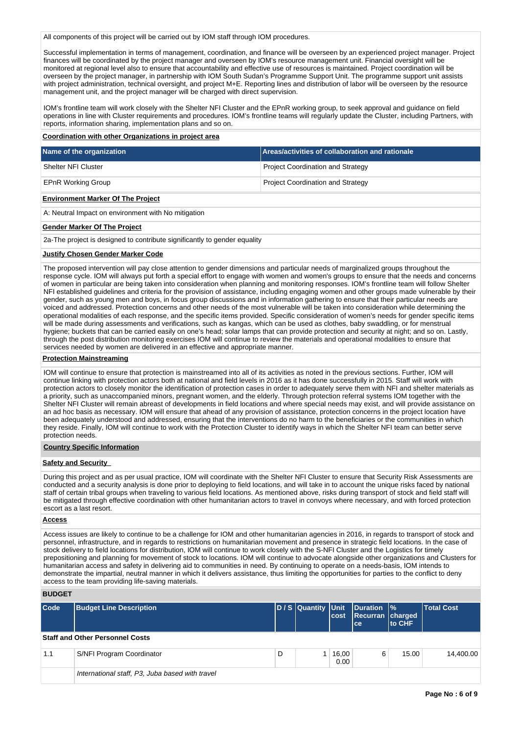All components of this project will be carried out by IOM staff through IOM procedures.

Successful implementation in terms of management, coordination, and finance will be overseen by an experienced project manager. Project finances will be coordinated by the project manager and overseen by IOM's resource management unit. Financial oversight will be monitored at regional level also to ensure that accountability and effective use of resources is maintained. Project coordination will be overseen by the project manager, in partnership with IOM South Sudan's Programme Support Unit. The programme support unit assists with project administration, technical oversight, and project M+E. Reporting lines and distribution of labor will be overseen by the resource management unit, and the project manager will be charged with direct supervision.

IOM's frontline team will work closely with the Shelter NFI Cluster and the EPnR working group, to seek approval and guidance on field operations in line with Cluster requirements and procedures. IOM's frontline teams will regularly update the Cluster, including Partners, with reports, information sharing, implementation plans and so on.

**Coordination with other Organizations in project area**

| Name of the organization | Areas/activities of collaboration and rationale |
|---|---|
| Shelter NFI Cluster | Project Coordination and Strategy |
| EPnR Working Group | Project Coordination and Strategy |

**Environment Marker Of The Project**

A: Neutral Impact on environment with No mitigation

**Gender Marker Of The Project**

2a-The project is designed to contribute significantly to gender equality

**Justify Chosen Gender Marker Code**

The proposed intervention will pay close attention to gender dimensions and particular needs of marginalized groups throughout the response cycle. IOM will always put forth a special effort to engage with women and women's groups to ensure that the needs and concerns of women in particular are being taken into consideration when planning and monitoring responses. IOM's frontline team will follow Shelter NFI established guidelines and criteria for the provision of assistance, including engaging women and other groups made vulnerable by their gender, such as young men and boys, in focus group discussions and in information gathering to ensure that their particular needs are voiced and addressed. Protection concerns and other needs of the most vulnerable will be taken into consideration while determining the operational modalities of each response, and the specific items provided. Specific consideration of women's needs for gender specific items will be made during assessments and verifications, such as kangas, which can be used as clothes, baby swaddling, or for menstrual hygiene; buckets that can be carried easily on one's head; solar lamps that can provide protection and security at night; and so on. Lastly, through the post distribution monitoring exercises IOM will continue to review the materials and operational modalities to ensure that services needed by women are delivered in an effective and appropriate manner.

**Protection Mainstreaming**

IOM will continue to ensure that protection is mainstreamed into all of its activities as noted in the previous sections. Further, IOM will continue linking with protection actors both at national and field levels in 2016 as it has done successfully in 2015. Staff will work with protection actors to closely monitor the identification of protection cases in order to adequately serve them with NFI and shelter materials as a priority, such as unaccompanied minors, pregnant women, and the elderly. Through protection referral systems IOM together with the Shelter NFI Cluster will remain abreast of developments in field locations and where special needs may exist, and will provide assistance on an ad hoc basis as necessary. IOM will ensure that ahead of any provision of assistance, protection concerns in the project location have been adequately understood and addressed, ensuring that the interventions do no harm to the beneficiaries or the communities in which they reside. Finally, IOM will continue to work with the Protection Cluster to identify ways in which the Shelter NFI team can better serve protection needs.

**Country Specific Information**

**Safety and Security**

During this project and as per usual practice, IOM will coordinate with the Shelter NFI Cluster to ensure that Security Risk Assessments are conducted and a security analysis is done prior to deploying to field locations, and will take in to account the unique risks faced by national staff of certain tribal groups when traveling to various field locations. As mentioned above, risks during transport of stock and field staff will be mitigated through effective coordination with other humanitarian actors to travel in convoys where necessary, and with forced protection escort as a last resort.

**Access**

Access issues are likely to continue to be a challenge for IOM and other humanitarian agencies in 2016, in regards to transport of stock and personnel, infrastructure, and in regards to restrictions on humanitarian movement and presence in strategic field locations. In the case of stock delivery to field locations for distribution, IOM will continue to work closely with the S-NFI Cluster and the Logistics for timely prepositioning and planning for movement of stock to locations. IOM will continue to advocate alongside other organizations and Clusters for humanitarian access and safety in delivering aid to communities in need. By continuing to operate on a needs-basis, IOM intends to demonstrate the impartial, neutral manner in which it delivers assistance, thus limiting the opportunities for parties to the conflict to deny access to the team providing life-saving materials.

**BUDGET**

| Code | Budget Line Description | D / S | Quantity | Unit cost | Duration Recurrance | % charged to CHF | Total Cost |
|---|---|---|---|---|---|---|---|
| **Staff and Other Personnel Costs** | | | | | | | |
| 1.1 | S/NFI Program Coordinator | D | 1 | 16,000.00 | 6 | 15.00 | 14,400.00 |
| | *International staff, P3, Juba based with travel* | | | | | | |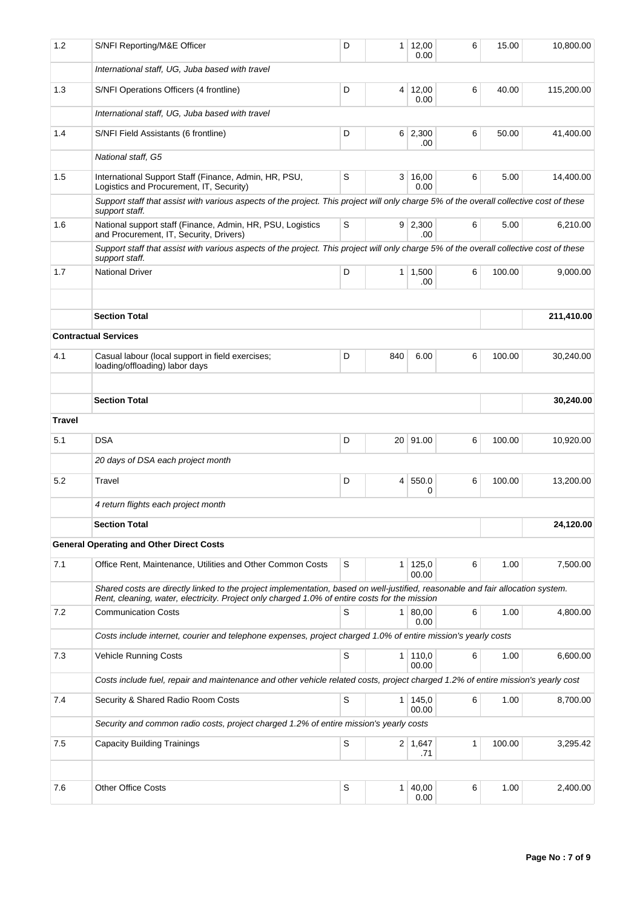| | | | | | | | |
|---|---|---|---|---|---|---|---|
| 1.2 | S/NFI Reporting/M&E Officer | D | 1 | 12,000.00 | 6 | 15.00 | 10,800.00 |
| | *International staff, UG, Juba based with travel* | | | | | | |
| 1.3 | S/NFI Operations Officers (4 frontline) | D | 4 | 12,000.00 | 6 | 40.00 | 115,200.00 |
| | *International staff, UG, Juba based with travel* | | | | | | |
| 1.4 | S/NFI Field Assistants (6 frontline) | D | 6 | 2,300.00 | 6 | 50.00 | 41,400.00 |
| | *National staff, G5* | | | | | | |
| 1.5 | International Support Staff (Finance, Admin, HR, PSU, Logistics and Procurement, IT, Security) | S | 3 | 16,000.00 | 6 | 5.00 | 14,400.00 |
| | *Support staff that assist with various aspects of the project. This project will only charge 5% of the overall collective cost of these support staff.* | | | | | | |
| 1.6 | National support staff (Finance, Admin, HR, PSU, Logistics and Procurement, IT, Security, Drivers) | S | 9 | 2,300.00 | 6 | 5.00 | 6,210.00 |
| | *Support staff that assist with various aspects of the project. This project will only charge 5% of the overall collective cost of these support staff.* | | | | | | |
| 1.7 | National Driver | D | 1 | 1,500.00 | 6 | 100.00 | 9,000.00 |
| | | | | | | | |
| | **Section Total** | | | | | | **211,410.00** |
| **Contractual Services** | | | | | | | |
| 4.1 | Casual labour (local support in field exercises; loading/offloading) labor days | D | 840 | 6.00 | 6 | 100.00 | 30,240.00 |
| | | | | | | | |
| | **Section Total** | | | | | | **30,240.00** |
| **Travel** | | | | | | | |
| 5.1 | DSA | D | 20 | 91.00 | 6 | 100.00 | 10,920.00 |
| | *20 days of DSA each project month* | | | | | | |
| 5.2 | Travel | D | 4 | 550.00 | 6 | 100.00 | 13,200.00 |
| | *4 return flights each project month* | | | | | | |
| | **Section Total** | | | | | | **24,120.00** |
| **General Operating and Other Direct Costs** | | | | | | | |
| 7.1 | Office Rent, Maintenance, Utilities and Other Common Costs | S | 1 | 125,000.00 | 6 | 1.00 | 7,500.00 |
| | *Shared costs are directly linked to the project implementation, based on well-justified, reasonable and fair allocation system. Rent, cleaning, water, electricity. Project only charged 1.0% of entire costs for the mission* | | | | | | |
| 7.2 | Communication Costs | S | 1 | 80,000.00 | 6 | 1.00 | 4,800.00 |
| | *Costs include internet, courier and telephone expenses, project charged 1.0% of entire mission's yearly costs* | | | | | | |
| 7.3 | Vehicle Running Costs | S | 1 | 110,000.00 | 6 | 1.00 | 6,600.00 |
| | *Costs include fuel, repair and maintenance and other vehicle related costs, project charged 1.2% of entire mission's yearly cost* | | | | | | |
| 7.4 | Security & Shared Radio Room Costs | S | 1 | 145,000.00 | 6 | 1.00 | 8,700.00 |
| | *Security and common radio costs, project charged 1.2% of entire mission's yearly costs* | | | | | | |
| 7.5 | Capacity Building Trainings | S | 2 | 1,647.71 | 1 | 100.00 | 3,295.42 |
| | | | | | | | |
| 7.6 | Other Office Costs | S | 1 | 40,000.00 | 6 | 1.00 | 2,400.00 |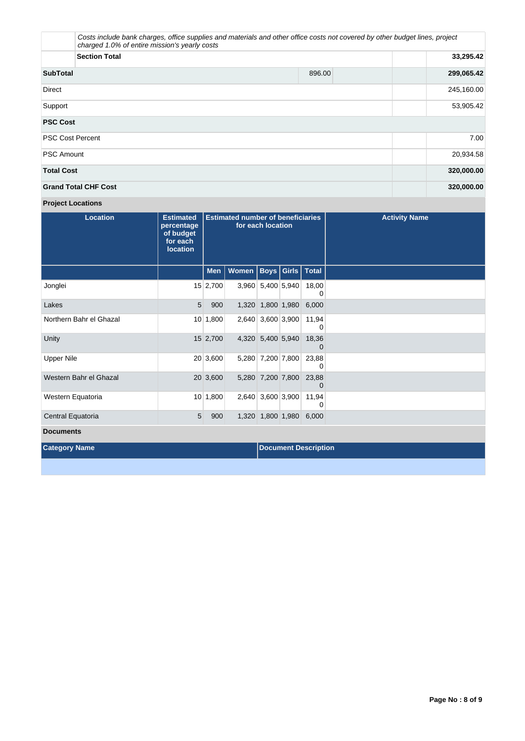| | | | |
|---|---|---|---|
| | *Costs include bank charges, office supplies and materials and other office costs not covered by other budget lines, project charged 1.0% of entire mission's yearly costs* | | |
| | **Section Total** | | **33,295.42** |
| **SubTotal** | 896.00 | | **299,065.42** |
| Direct | | | 245,160.00 |
| Support | | | 53,905.42 |
| **PSC Cost** | | | |
| PSC Cost Percent | | | 7.00 |
| PSC Amount | | | 20,934.58 |
| **Total Cost** | | | **320,000.00** |
| **Grand Total CHF Cost** | | | **320,000.00** |

**Project Locations**

| Location | Estimated percentage of budget for each location | Estimated number of beneficiaries for each location | | | | | Activity Name |
|---|---|---|---|---|---|---|---|
| | | Men | Women | Boys | Girls | Total | |
| Jonglei | 15 | 2,700 | 3,960 | 5,400 | 5,940 | 18,000 | |
| Lakes | 5 | 900 | 1,320 | 1,800 | 1,980 | 6,000 | |
| Northern Bahr el Ghazal | 10 | 1,800 | 2,640 | 3,600 | 3,900 | 11,940 | |
| Unity | 15 | 2,700 | 4,320 | 5,400 | 5,940 | 18,360 | |
| Upper Nile | 20 | 3,600 | 5,280 | 7,200 | 7,800 | 23,880 | |
| Western Bahr el Ghazal | 20 | 3,600 | 5,280 | 7,200 | 7,800 | 23,880 | |
| Western Equatoria | 10 | 1,800 | 2,640 | 3,600 | 3,900 | 11,940 | |
| Central Equatoria | 5 | 900 | 1,320 | 1,800 | 1,980 | 6,000 | |

**Documents**

| Category Name | Document Description |
|---|---|
| | |